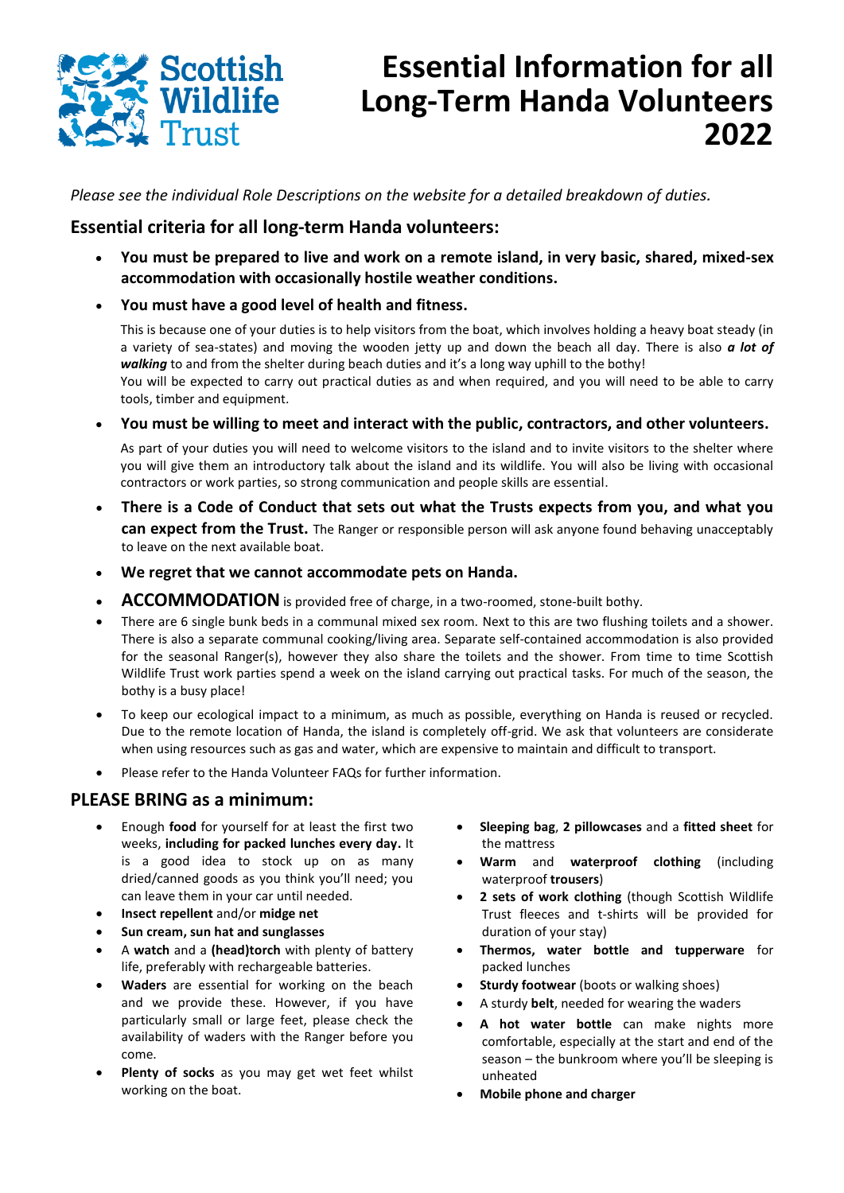# Essential Information for all Long-Term Handa Volunteers 2022

*Please see the individual Role Descriptions on the website for a detailed breakdown of duties.*

## Essential criteria for all long-term Handa volunteers:

- **You must be prepared to live and work on a remote island, in very basic, shared, mixed-sex accommodation with occasionally hostile weather conditions.**
- **You must have a good level of health and fitness.**

  This is because one of your duties is to help visitors from the boat, which involves holding a heavy boat steady (in a variety of sea-states) and moving the wooden jetty up and down the beach all day. There is also ***a lot of walking*** to and from the shelter during beach duties and it's a long way uphill to the bothy!
  You will be expected to carry out practical duties as and when required, and you will need to be able to carry tools, timber and equipment.

- **You must be willing to meet and interact with the public, contractors, and other volunteers.**

  As part of your duties you will need to welcome visitors to the island and to invite visitors to the shelter where you will give them an introductory talk about the island and its wildlife. You will also be living with occasional contractors or work parties, so strong communication and people skills are essential.

- **There is a Code of Conduct that sets out what the Trusts expects from you, and what you can expect from the Trust.** The Ranger or responsible person will ask anyone found behaving unacceptably to leave on the next available boat.
- **We regret that we cannot accommodate pets on Handa.**
- **ACCOMMODATION** is provided free of charge, in a two-roomed, stone-built bothy.
- There are 6 single bunk beds in a communal mixed sex room. Next to this are two flushing toilets and a shower. There is also a separate communal cooking/living area. Separate self-contained accommodation is also provided for the seasonal Ranger(s), however they also share the toilets and the shower. From time to time Scottish Wildlife Trust work parties spend a week on the island carrying out practical tasks. For much of the season, the bothy is a busy place!
- To keep our ecological impact to a minimum, as much as possible, everything on Handa is reused or recycled. Due to the remote location of Handa, the island is completely off-grid. We ask that volunteers are considerate when using resources such as gas and water, which are expensive to maintain and difficult to transport.
- Please refer to the Handa Volunteer FAQs for further information.

## PLEASE BRING as a minimum:

- Enough **food** for yourself for at least the first two weeks, **including for packed lunches every day.** It is a good idea to stock up on as many dried/canned goods as you think you'll need; you can leave them in your car until needed.
- **Insect repellent** and/or **midge net**
- **Sun cream, sun hat and sunglasses**
- A **watch** and a **(head)torch** with plenty of battery life, preferably with rechargeable batteries.
- **Waders** are essential for working on the beach and we provide these. However, if you have particularly small or large feet, please check the availability of waders with the Ranger before you come.
- **Plenty of socks** as you may get wet feet whilst working on the boat.
- **Sleeping bag**, **2 pillowcases** and a **fitted sheet** for the mattress
- **Warm** and **waterproof clothing** (including waterproof **trousers**)
- **2 sets of work clothing** (though Scottish Wildlife Trust fleeces and t-shirts will be provided for duration of your stay)
- **Thermos, water bottle and tupperware** for packed lunches
- **Sturdy footwear** (boots or walking shoes)
- A sturdy **belt**, needed for wearing the waders
- **A hot water bottle** can make nights more comfortable, especially at the start and end of the season – the bunkroom where you'll be sleeping is unheated
- **Mobile phone and charger**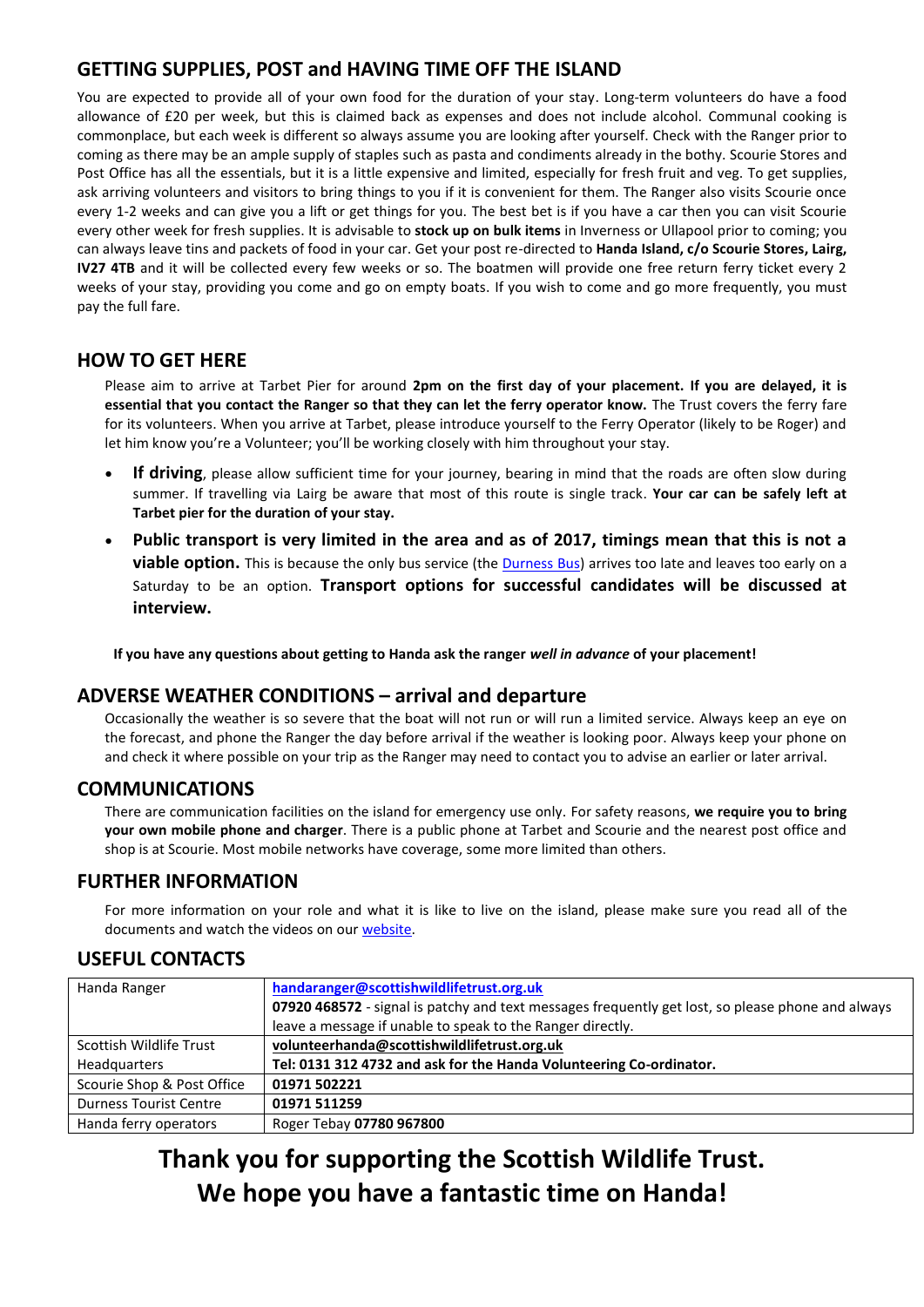## GETTING SUPPLIES, POST and HAVING TIME OFF THE ISLAND

You are expected to provide all of your own food for the duration of your stay. Long-term volunteers do have a food allowance of £20 per week, but this is claimed back as expenses and does not include alcohol. Communal cooking is commonplace, but each week is different so always assume you are looking after yourself. Check with the Ranger prior to coming as there may be an ample supply of staples such as pasta and condiments already in the bothy. Scourie Stores and Post Office has all the essentials, but it is a little expensive and limited, especially for fresh fruit and veg. To get supplies, ask arriving volunteers and visitors to bring things to you if it is convenient for them. The Ranger also visits Scourie once every 1-2 weeks and can give you a lift or get things for you. The best bet is if you have a car then you can visit Scourie every other week for fresh supplies. It is advisable to **stock up on bulk items** in Inverness or Ullapool prior to coming; you can always leave tins and packets of food in your car. Get your post re-directed to **Handa Island, c/o Scourie Stores, Lairg, IV27 4TB** and it will be collected every few weeks or so. The boatmen will provide one free return ferry ticket every 2 weeks of your stay, providing you come and go on empty boats. If you wish to come and go more frequently, you must pay the full fare.

## HOW TO GET HERE

Please aim to arrive at Tarbet Pier for around **2pm on the first day of your placement. If you are delayed, it is essential that you contact the Ranger so that they can let the ferry operator know.** The Trust covers the ferry fare for its volunteers. When you arrive at Tarbet, please introduce yourself to the Ferry Operator (likely to be Roger) and let him know you're a Volunteer; you'll be working closely with him throughout your stay.

- **If driving**, please allow sufficient time for your journey, bearing in mind that the roads are often slow during summer. If travelling via Lairg be aware that most of this route is single track. **Your car can be safely left at Tarbet pier for the duration of your stay.**
- **Public transport is very limited in the area and as of 2017, timings mean that this is not a viable option.** This is because the only bus service (the Durness Bus) arrives too late and leaves too early on a Saturday to be an option. **Transport options for successful candidates will be discussed at interview.**

**If you have any questions about getting to Handa ask the ranger *well in advance* of your placement!**

## ADVERSE WEATHER CONDITIONS – arrival and departure

Occasionally the weather is so severe that the boat will not run or will run a limited service. Always keep an eye on the forecast, and phone the Ranger the day before arrival if the weather is looking poor. Always keep your phone on and check it where possible on your trip as the Ranger may need to contact you to advise an earlier or later arrival.

## COMMUNICATIONS

There are communication facilities on the island for emergency use only. For safety reasons, **we require you to bring your own mobile phone and charger**. There is a public phone at Tarbet and Scourie and the nearest post office and shop is at Scourie. Most mobile networks have coverage, some more limited than others.

## FURTHER INFORMATION

For more information on your role and what it is like to live on the island, please make sure you read all of the documents and watch the videos on our website.

## USEFUL CONTACTS

| | |
|---|---|
| Handa Ranger | **handaranger@scottishwildlifetrust.org.uk**<br>**07920 468572** - signal is patchy and text messages frequently get lost, so please phone and always leave a message if unable to speak to the Ranger directly. |
| Scottish Wildlife Trust Headquarters | **volunteerhanda@scottishwildlifetrust.org.uk**<br>**Tel: 0131 312 4732 and ask for the Handa Volunteering Co-ordinator.** |
| Scourie Shop & Post Office | **01971 502221** |
| Durness Tourist Centre | **01971 511259** |
| Handa ferry operators | Roger Tebay **07780 967800** |

# Thank you for supporting the Scottish Wildlife Trust. We hope you have a fantastic time on Handa!